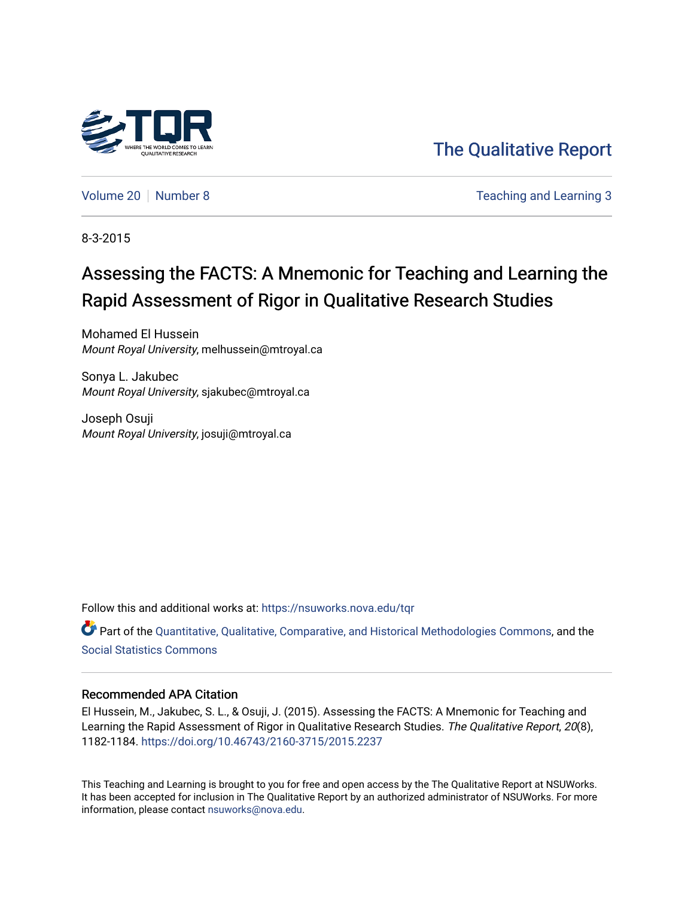The Qualitative Report

Volume 20 | Number 8

Teaching and Learning 3

8-3-2015

# Assessing the FACTS: A Mnemonic for Teaching and Learning the Rapid Assessment of Rigor in Qualitative Research Studies

Mohamed El Hussein
*Mount Royal University*, melhussein@mtroyal.ca

Sonya L. Jakubec
*Mount Royal University*, sjakubec@mtroyal.ca

Joseph Osuji
*Mount Royal University*, josuji@mtroyal.ca

Follow this and additional works at: https://nsuworks.nova.edu/tqr

Part of the Quantitative, Qualitative, Comparative, and Historical Methodologies Commons, and the Social Statistics Commons

## Recommended APA Citation

El Hussein, M., Jakubec, S. L., & Osuji, J. (2015). Assessing the FACTS: A Mnemonic for Teaching and Learning the Rapid Assessment of Rigor in Qualitative Research Studies. *The Qualitative Report*, *20*(8), 1182-1184. https://doi.org/10.46743/2160-3715/2015.2237

This Teaching and Learning is brought to you for free and open access by the The Qualitative Report at NSUWorks. It has been accepted for inclusion in The Qualitative Report by an authorized administrator of NSUWorks. For more information, please contact nsuworks@nova.edu.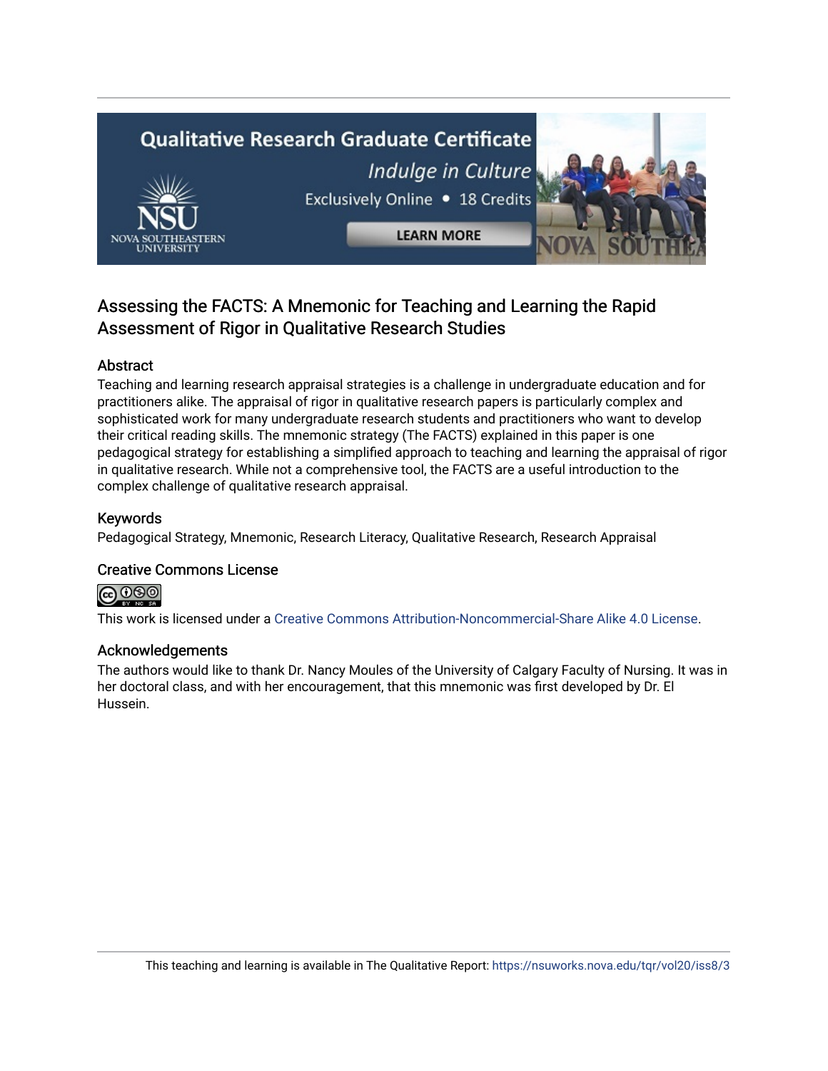Qualitative Research Graduate Certificate

*Indulge in Culture*

Exclusively Online • 18 Credits

LEARN MORE

# Assessing the FACTS: A Mnemonic for Teaching and Learning the Rapid Assessment of Rigor in Qualitative Research Studies

## Abstract

Teaching and learning research appraisal strategies is a challenge in undergraduate education and for practitioners alike. The appraisal of rigor in qualitative research papers is particularly complex and sophisticated work for many undergraduate research students and practitioners who want to develop their critical reading skills. The mnemonic strategy (The FACTS) explained in this paper is one pedagogical strategy for establishing a simplified approach to teaching and learning the appraisal of rigor in qualitative research. While not a comprehensive tool, the FACTS are a useful introduction to the complex challenge of qualitative research appraisal.

## Keywords

Pedagogical Strategy, Mnemonic, Research Literacy, Qualitative Research, Research Appraisal

## Creative Commons License

This work is licensed under a Creative Commons Attribution-Noncommercial-Share Alike 4.0 License.

## Acknowledgements

The authors would like to thank Dr. Nancy Moules of the University of Calgary Faculty of Nursing. It was in her doctoral class, and with her encouragement, that this mnemonic was first developed by Dr. El Hussein.

This teaching and learning is available in The Qualitative Report: https://nsuworks.nova.edu/tqr/vol20/iss8/3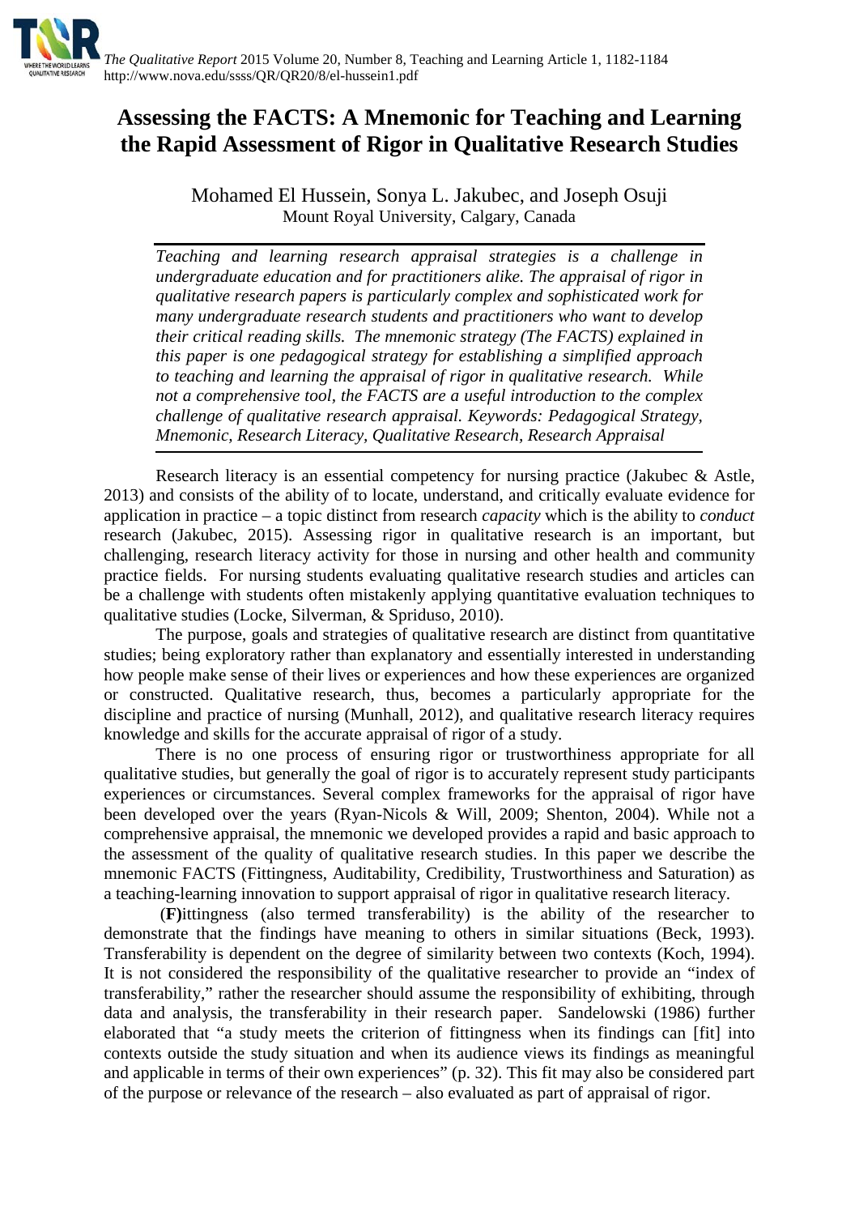# Assessing the FACTS: A Mnemonic for Teaching and Learning the Rapid Assessment of Rigor in Qualitative Research Studies

Mohamed El Hussein, Sonya L. Jakubec, and Joseph Osuji
Mount Royal University, Calgary, Canada

*Teaching and learning research appraisal strategies is a challenge in undergraduate education and for practitioners alike. The appraisal of rigor in qualitative research papers is particularly complex and sophisticated work for many undergraduate research students and practitioners who want to develop their critical reading skills. The mnemonic strategy (The FACTS) explained in this paper is one pedagogical strategy for establishing a simplified approach to teaching and learning the appraisal of rigor in qualitative research. While not a comprehensive tool, the FACTS are a useful introduction to the complex challenge of qualitative research appraisal. Keywords: Pedagogical Strategy, Mnemonic, Research Literacy, Qualitative Research, Research Appraisal*

Research literacy is an essential competency for nursing practice (Jakubec & Astle, 2013) and consists of the ability of to locate, understand, and critically evaluate evidence for application in practice – a topic distinct from research *capacity* which is the ability to *conduct* research (Jakubec, 2015). Assessing rigor in qualitative research is an important, but challenging, research literacy activity for those in nursing and other health and community practice fields. For nursing students evaluating qualitative research studies and articles can be a challenge with students often mistakenly applying quantitative evaluation techniques to qualitative studies (Locke, Silverman, & Spriduso, 2010).

The purpose, goals and strategies of qualitative research are distinct from quantitative studies; being exploratory rather than explanatory and essentially interested in understanding how people make sense of their lives or experiences and how these experiences are organized or constructed. Qualitative research, thus, becomes a particularly appropriate for the discipline and practice of nursing (Munhall, 2012), and qualitative research literacy requires knowledge and skills for the accurate appraisal of rigor of a study.

There is no one process of ensuring rigor or trustworthiness appropriate for all qualitative studies, but generally the goal of rigor is to accurately represent study participants experiences or circumstances. Several complex frameworks for the appraisal of rigor have been developed over the years (Ryan-Nicols & Will, 2009; Shenton, 2004). While not a comprehensive appraisal, the mnemonic we developed provides a rapid and basic approach to the assessment of the quality of qualitative research studies. In this paper we describe the mnemonic FACTS (Fittingness, Auditability, Credibility, Trustworthiness and Saturation) as a teaching-learning innovation to support appraisal of rigor in qualitative research literacy.

(**F)**ittingness (also termed transferability) is the ability of the researcher to demonstrate that the findings have meaning to others in similar situations (Beck, 1993). Transferability is dependent on the degree of similarity between two contexts (Koch, 1994). It is not considered the responsibility of the qualitative researcher to provide an "index of transferability," rather the researcher should assume the responsibility of exhibiting, through data and analysis, the transferability in their research paper. Sandelowski (1986) further elaborated that "a study meets the criterion of fittingness when its findings can [fit] into contexts outside the study situation and when its audience views its findings as meaningful and applicable in terms of their own experiences" (p. 32). This fit may also be considered part of the purpose or relevance of the research – also evaluated as part of appraisal of rigor.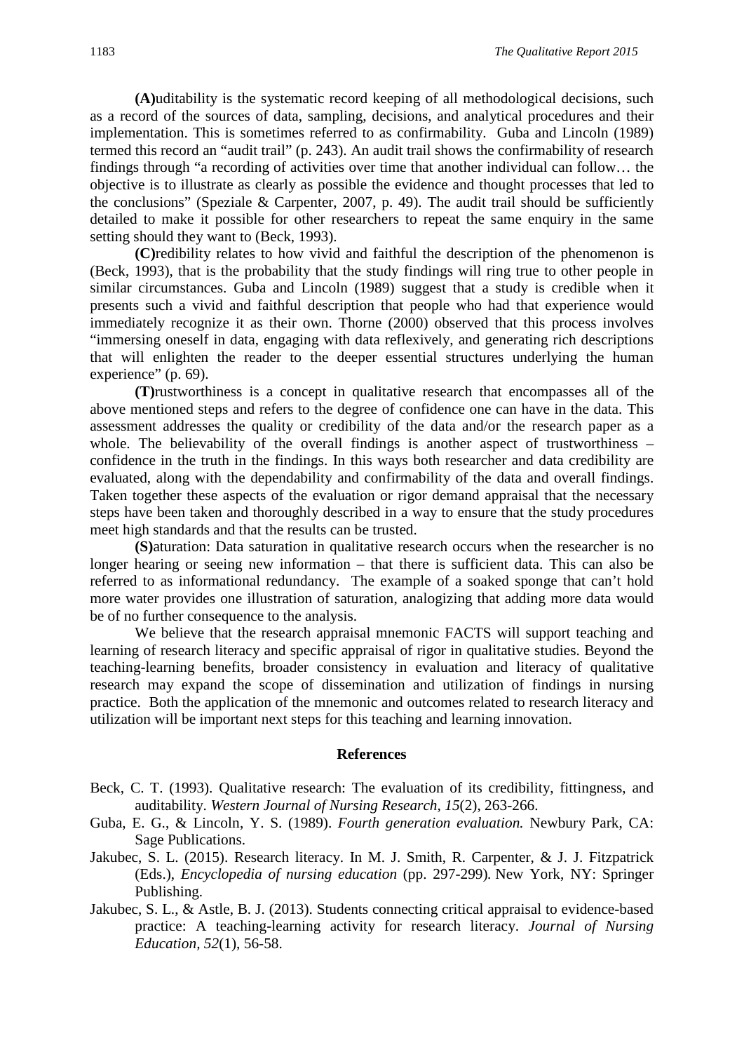**(A)**uditability is the systematic record keeping of all methodological decisions, such as a record of the sources of data, sampling, decisions, and analytical procedures and their implementation. This is sometimes referred to as confirmability. Guba and Lincoln (1989) termed this record an "audit trail" (p. 243). An audit trail shows the confirmability of research findings through "a recording of activities over time that another individual can follow… the objective is to illustrate as clearly as possible the evidence and thought processes that led to the conclusions" (Speziale & Carpenter, 2007, p. 49). The audit trail should be sufficiently detailed to make it possible for other researchers to repeat the same enquiry in the same setting should they want to (Beck, 1993).

**(C)**redibility relates to how vivid and faithful the description of the phenomenon is (Beck, 1993), that is the probability that the study findings will ring true to other people in similar circumstances. Guba and Lincoln (1989) suggest that a study is credible when it presents such a vivid and faithful description that people who had that experience would immediately recognize it as their own. Thorne (2000) observed that this process involves "immersing oneself in data, engaging with data reflexively, and generating rich descriptions that will enlighten the reader to the deeper essential structures underlying the human experience" (p. 69).

**(T)**rustworthiness is a concept in qualitative research that encompasses all of the above mentioned steps and refers to the degree of confidence one can have in the data. This assessment addresses the quality or credibility of the data and/or the research paper as a whole. The believability of the overall findings is another aspect of trustworthiness – confidence in the truth in the findings. In this ways both researcher and data credibility are evaluated, along with the dependability and confirmability of the data and overall findings. Taken together these aspects of the evaluation or rigor demand appraisal that the necessary steps have been taken and thoroughly described in a way to ensure that the study procedures meet high standards and that the results can be trusted.

**(S)**aturation: Data saturation in qualitative research occurs when the researcher is no longer hearing or seeing new information – that there is sufficient data. This can also be referred to as informational redundancy. The example of a soaked sponge that can't hold more water provides one illustration of saturation, analogizing that adding more data would be of no further consequence to the analysis.

We believe that the research appraisal mnemonic FACTS will support teaching and learning of research literacy and specific appraisal of rigor in qualitative studies. Beyond the teaching-learning benefits, broader consistency in evaluation and literacy of qualitative research may expand the scope of dissemination and utilization of findings in nursing practice. Both the application of the mnemonic and outcomes related to research literacy and utilization will be important next steps for this teaching and learning innovation.

## References

Beck, C. T. (1993). Qualitative research: The evaluation of its credibility, fittingness, and auditability. *Western Journal of Nursing Research, 15*(2), 263-266.

Guba, E. G., & Lincoln, Y. S. (1989). *Fourth generation evaluation.* Newbury Park, CA: Sage Publications.

Jakubec, S. L. (2015). Research literacy. In M. J. Smith, R. Carpenter, & J. J. Fitzpatrick (Eds.), *Encyclopedia of nursing education* (pp. 297-299). New York, NY: Springer Publishing.

Jakubec, S. L., & Astle, B. J. (2013). Students connecting critical appraisal to evidence-based practice: A teaching-learning activity for research literacy. *Journal of Nursing Education, 52*(1), 56-58.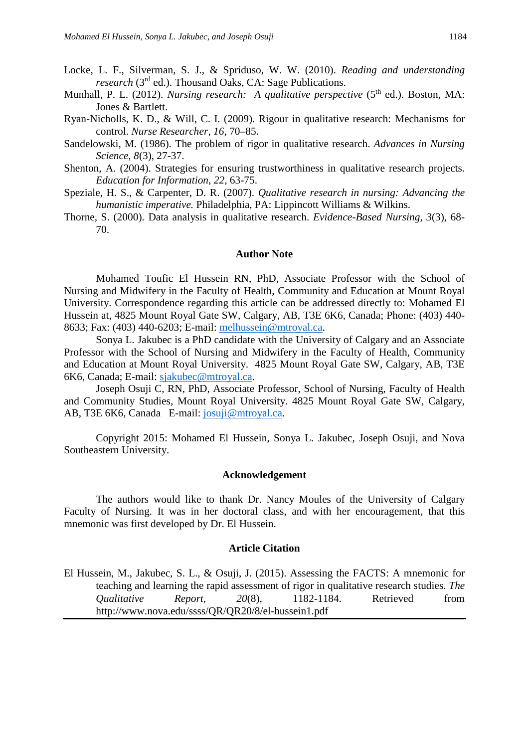Locke, L. F., Silverman, S. J., & Spriduso, W. W. (2010). *Reading and understanding research* (3rd ed.). Thousand Oaks, CA: Sage Publications.

Munhall, P. L. (2012). *Nursing research: A qualitative perspective* (5th ed.). Boston, MA: Jones & Bartlett.

Ryan-Nicholls, K. D., & Will, C. I. (2009). Rigour in qualitative research: Mechanisms for control. *Nurse Researcher, 16*, 70–85.

Sandelowski, M. (1986). The problem of rigor in qualitative research. *Advances in Nursing Science, 8*(3), 27-37.

Shenton, A. (2004). Strategies for ensuring trustworthiness in qualitative research projects. *Education for Information, 22*, 63-75.

Speziale, H. S., & Carpenter, D. R. (2007). *Qualitative research in nursing: Advancing the humanistic imperative.* Philadelphia, PA: Lippincott Williams & Wilkins.

Thorne, S. (2000). Data analysis in qualitative research. *Evidence-Based Nursing, 3*(3), 68-70.

### Author Note

Mohamed Toufic El Hussein RN, PhD, Associate Professor with the School of Nursing and Midwifery in the Faculty of Health, Community and Education at Mount Royal University. Correspondence regarding this article can be addressed directly to: Mohamed El Hussein at, 4825 Mount Royal Gate SW, Calgary, AB, T3E 6K6, Canada; Phone: (403) 440-8633; Fax: (403) 440-6203; E-mail: melhussein@mtroyal.ca.

Sonya L. Jakubec is a PhD candidate with the University of Calgary and an Associate Professor with the School of Nursing and Midwifery in the Faculty of Health, Community and Education at Mount Royal University. 4825 Mount Royal Gate SW, Calgary, AB, T3E 6K6, Canada; E-mail: sjakubec@mtroyal.ca.

Joseph Osuji C, RN, PhD, Associate Professor, School of Nursing, Faculty of Health and Community Studies, Mount Royal University. 4825 Mount Royal Gate SW, Calgary, AB, T3E 6K6, Canada E-mail: josuji@mtroyal.ca.

Copyright 2015: Mohamed El Hussein, Sonya L. Jakubec, Joseph Osuji, and Nova Southeastern University.

### Acknowledgement

The authors would like to thank Dr. Nancy Moules of the University of Calgary Faculty of Nursing. It was in her doctoral class, and with her encouragement, that this mnemonic was first developed by Dr. El Hussein.

### Article Citation

El Hussein, M., Jakubec, S. L., & Osuji, J. (2015). Assessing the FACTS: A mnemonic for teaching and learning the rapid assessment of rigor in qualitative research studies. *The Qualitative Report, 20*(8), 1182-1184. Retrieved from http://www.nova.edu/ssss/QR/QR20/8/el-hussein1.pdf